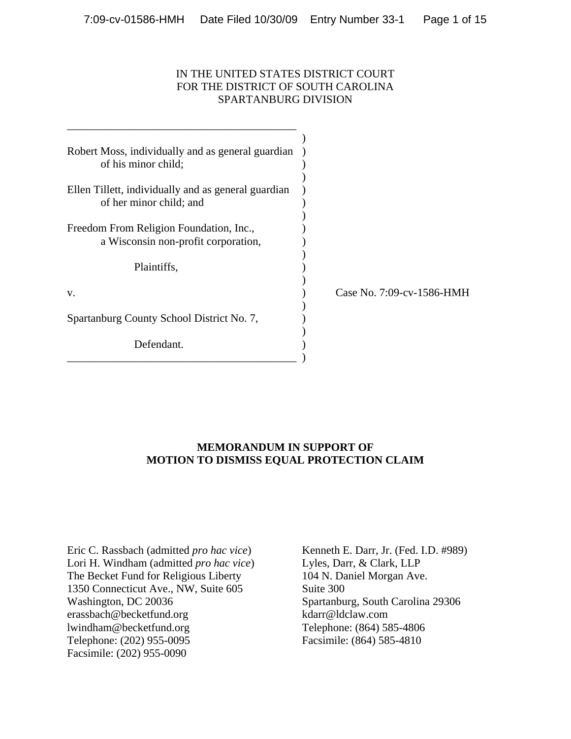IN THE UNITED STATES DISTRICT COURT
FOR THE DISTRICT OF SOUTH CAROLINA
SPARTANBURG DIVISION

Robert Moss, individually and as general guardian of his minor child;

Ellen Tillett, individually and as general guardian of her minor child; and

Freedom From Religion Foundation, Inc., a Wisconsin non-profit corporation,

Plaintiffs,

v.

Spartanburg County School District No. 7,

Defendant.

Case No. 7:09-cv-1586-HMH

**MEMORANDUM IN SUPPORT OF MOTION TO DISMISS EQUAL PROTECTION CLAIM**

Eric C. Rassbach (admitted *pro hac vice*)
Lori H. Windham (admitted *pro hac vice*)
The Becket Fund for Religious Liberty
1350 Connecticut Ave., NW, Suite 605
Washington, DC 20036
erassbach@becketfund.org
lwindham@becketfund.org
Telephone: (202) 955-0095
Facsimile: (202) 955-0090

Kenneth E. Darr, Jr. (Fed. I.D. #989)
Lyles, Darr, & Clark, LLP
104 N. Daniel Morgan Ave.
Suite 300
Spartanburg, South Carolina 29306
kdarr@ldclaw.com
Telephone: (864) 585-4806
Facsimile: (864) 585-4810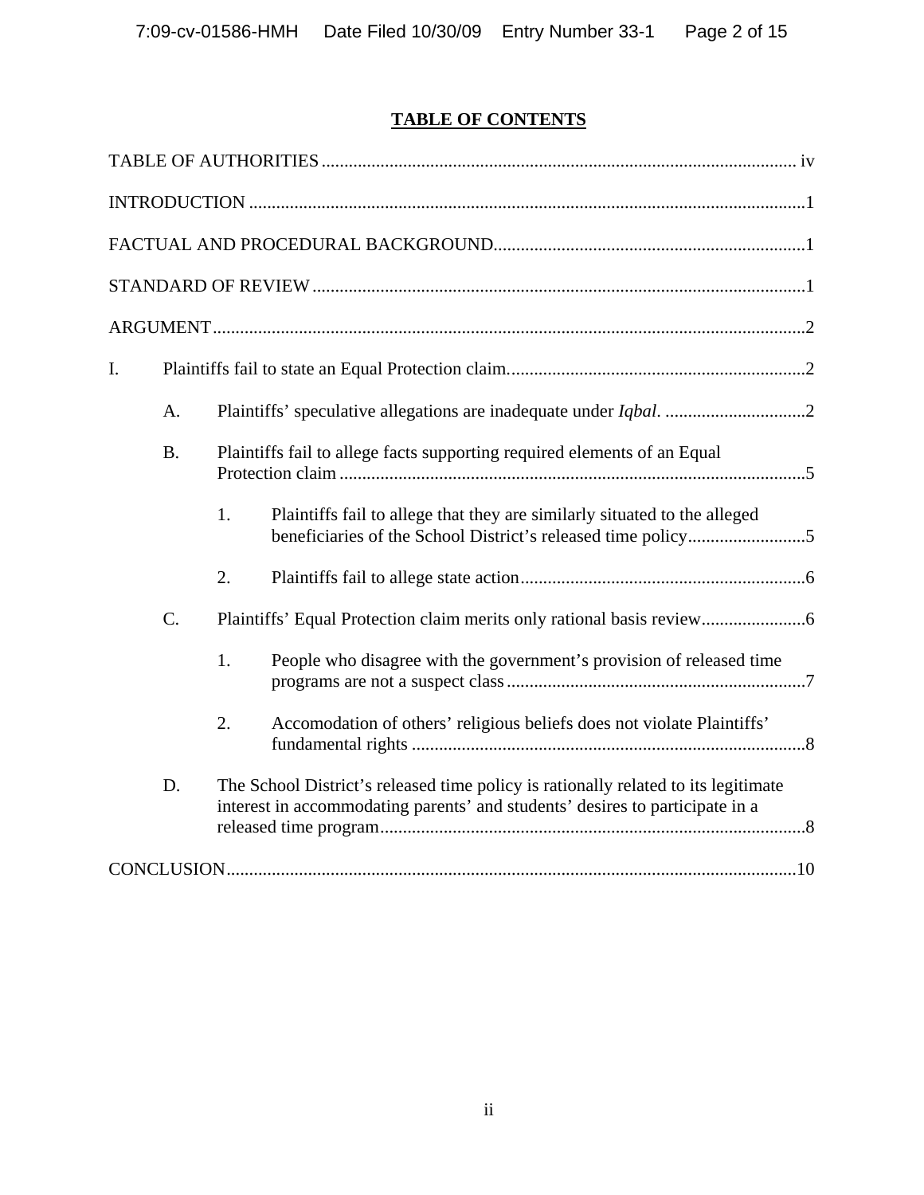## TABLE OF CONTENTS

TABLE OF AUTHORITIES .......... iv

INTRODUCTION .......... 1

FACTUAL AND PROCEDURAL BACKGROUND .......... 1

STANDARD OF REVIEW .......... 1

ARGUMENT .......... 2

I. Plaintiffs fail to state an Equal Protection claim. .......... 2

  A. Plaintiffs' speculative allegations are inadequate under *Iqbal*. .......... 2

  B. Plaintiffs fail to allege facts supporting required elements of an Equal Protection claim .......... 5

    1. Plaintiffs fail to allege that they are similarly situated to the alleged beneficiaries of the School District's released time policy .......... 5

    2. Plaintiffs fail to allege state action .......... 6

  C. Plaintiffs' Equal Protection claim merits only rational basis review .......... 6

    1. People who disagree with the government's provision of released time programs are not a suspect class .......... 7

    2. Accomodation of others' religious beliefs does not violate Plaintiffs' fundamental rights .......... 8

  D. The School District's released time policy is rationally related to its legitimate interest in accommodating parents' and students' desires to participate in a released time program .......... 8

CONCLUSION .......... 10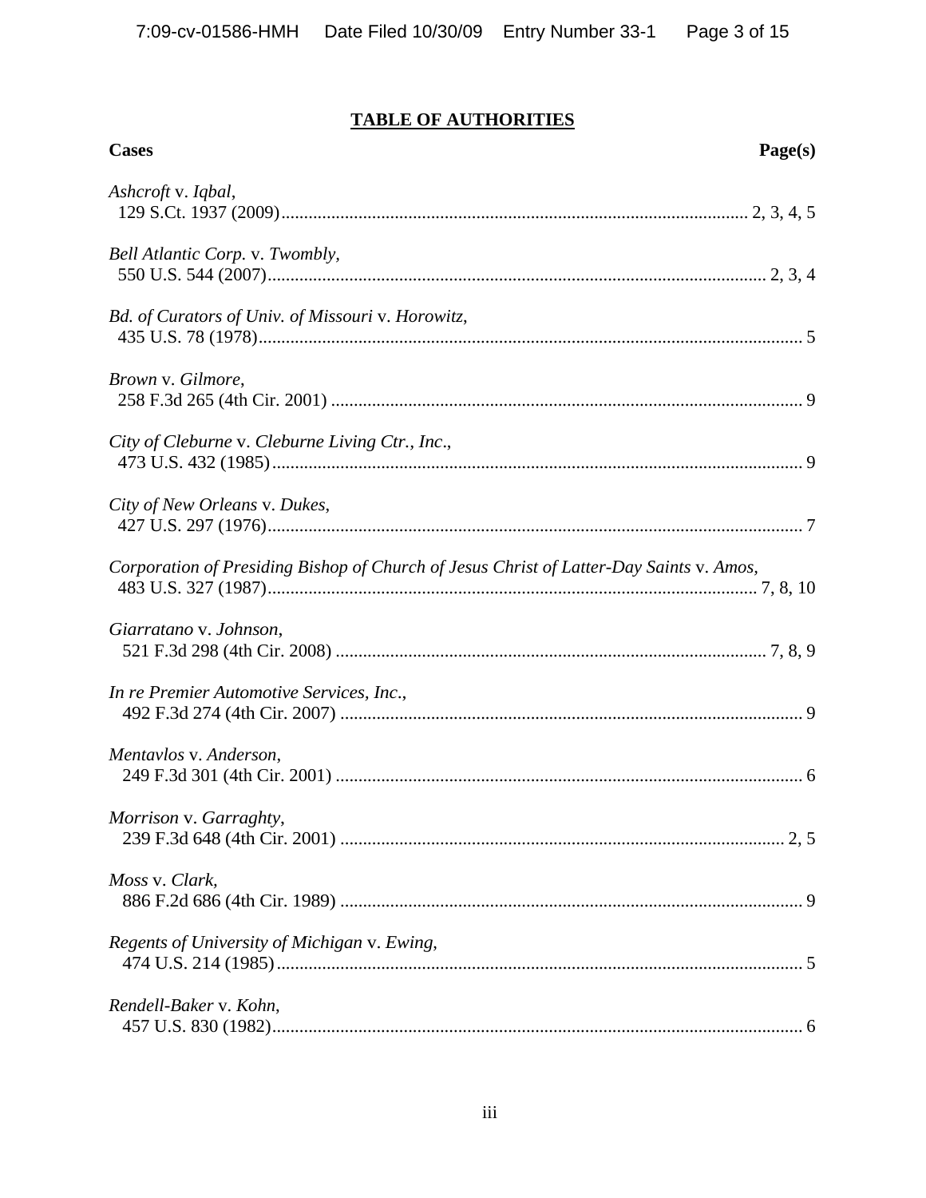## TABLE OF AUTHORITIES

| **Cases** | **Page(s)** |
|---|---|
| *Ashcroft* v. *Iqbal*, 129 S.Ct. 1937 (2009) | 2, 3, 4, 5 |
| *Bell Atlantic Corp.* v. *Twombly*, 550 U.S. 544 (2007) | 2, 3, 4 |
| *Bd. of Curators of Univ. of Missouri* v. *Horowitz*, 435 U.S. 78 (1978) | 5 |
| *Brown* v. *Gilmore*, 258 F.3d 265 (4th Cir. 2001) | 9 |
| *City of Cleburne* v. *Cleburne Living Ctr., Inc*., 473 U.S. 432 (1985) | 9 |
| *City of New Orleans* v. *Dukes*, 427 U.S. 297 (1976) | 7 |
| *Corporation of Presiding Bishop of Church of Jesus Christ of Latter-Day Saints* v. *Amos*, 483 U.S. 327 (1987) | 7, 8, 10 |
| *Giarratano* v. *Johnson*, 521 F.3d 298 (4th Cir. 2008) | 7, 8, 9 |
| *In re Premier Automotive Services, Inc*., 492 F.3d 274 (4th Cir. 2007) | 9 |
| *Mentavlos* v. *Anderson*, 249 F.3d 301 (4th Cir. 2001) | 6 |
| *Morrison* v. *Garraghty*, 239 F.3d 648 (4th Cir. 2001) | 2, 5 |
| *Moss* v. *Clark*, 886 F.2d 686 (4th Cir. 1989) | 9 |
| *Regents of University of Michigan* v. *Ewing*, 474 U.S. 214 (1985) | 5 |
| *Rendell-Baker* v. *Kohn*, 457 U.S. 830 (1982) | 6 |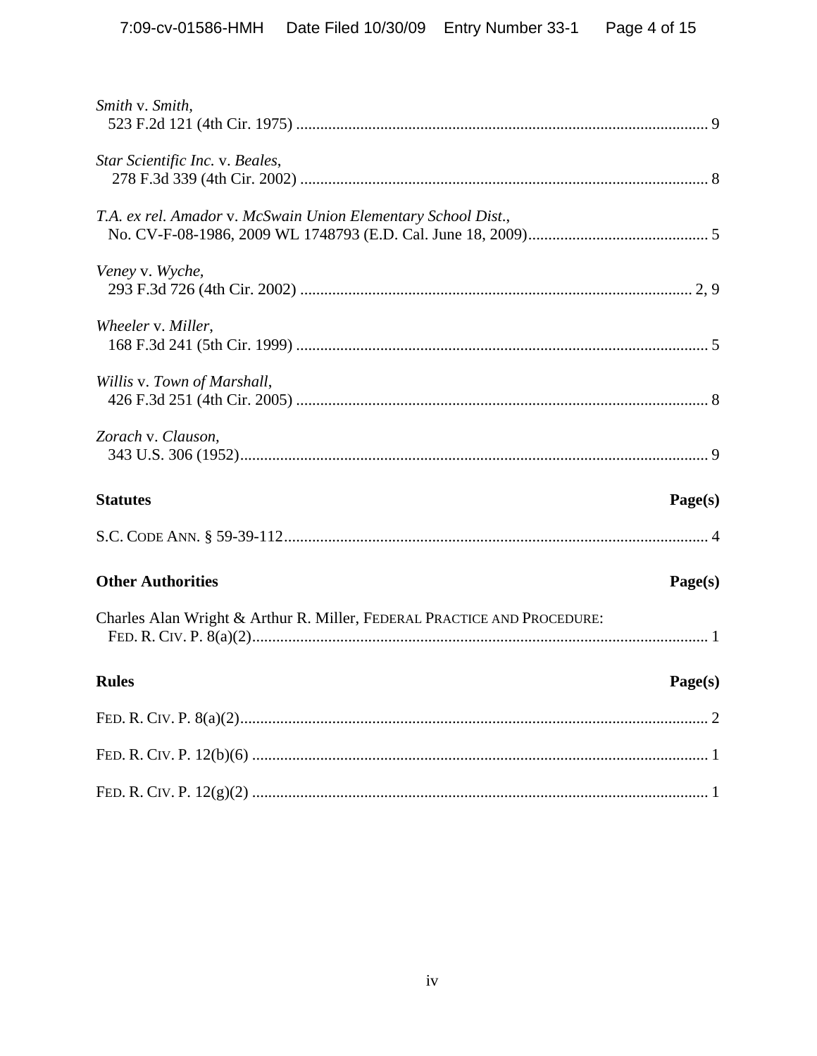*Smith* v. *Smith*,
523 F.2d 121 (4th Cir. 1975) ....................................................................................................... 9

*Star Scientific Inc.* v. *Beales*,
278 F.3d 339 (4th Cir. 2002) ..................................................................................................... 8

*T.A. ex rel. Amador* v. *McSwain Union Elementary School Dist.*,
No. CV-F-08-1986, 2009 WL 1748793 (E.D. Cal. June 18, 2009)............................................ 5

*Veney* v. *Wyche*,
293 F.3d 726 (4th Cir. 2002) .................................................................................................. 2, 9

*Wheeler* v. *Miller*,
168 F.3d 241 (5th Cir. 1999) ...................................................................................................... 5

*Willis* v. *Town of Marshall*,
426 F.3d 251 (4th Cir. 2005) ....................................................................................................... 8

*Zorach* v. *Clauson*,
343 U.S. 306 (1952)..................................................................................................................... 9

**Statutes** **Page(s)**

S.C. CODE ANN. § 59-39-112......................................................................................................... 4

**Other Authorities** **Page(s)**

Charles Alan Wright & Arthur R. Miller, FEDERAL PRACTICE AND PROCEDURE:
FED. R. CIV. P. 8(a)(2)................................................................................................................. 1

**Rules** **Page(s)**

FED. R. CIV. P. 8(a)(2).................................................................................................................... 2

FED. R. CIV. P. 12(b)(6) .................................................................................................................. 1

FED. R. CIV. P. 12(g)(2) .................................................................................................................. 1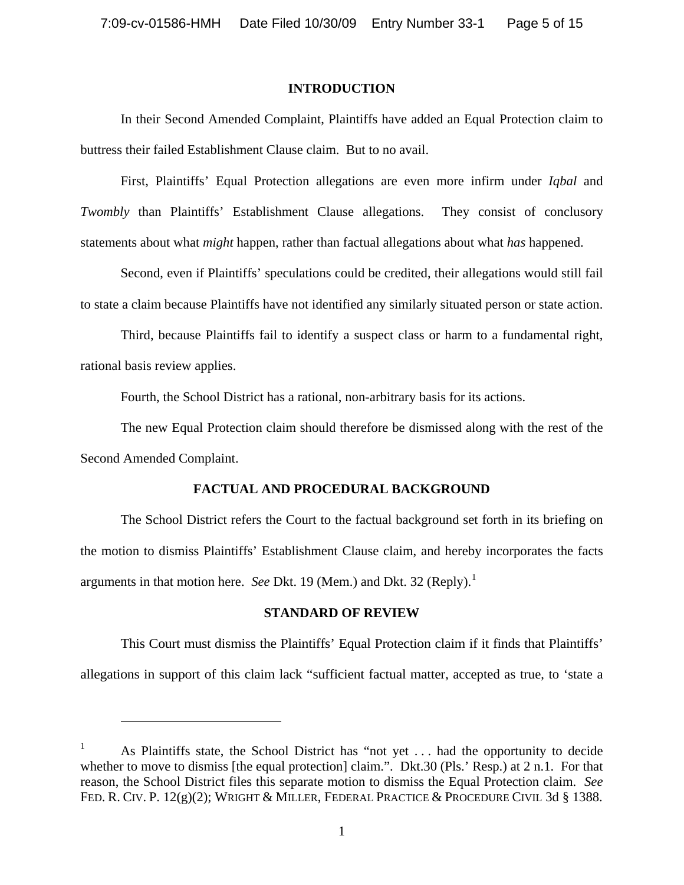## INTRODUCTION

In their Second Amended Complaint, Plaintiffs have added an Equal Protection claim to buttress their failed Establishment Clause claim. But to no avail.

First, Plaintiffs' Equal Protection allegations are even more infirm under *Iqbal* and *Twombly* than Plaintiffs' Establishment Clause allegations. They consist of conclusory statements about what *might* happen, rather than factual allegations about what *has* happened.

Second, even if Plaintiffs' speculations could be credited, their allegations would still fail to state a claim because Plaintiffs have not identified any similarly situated person or state action.

Third, because Plaintiffs fail to identify a suspect class or harm to a fundamental right, rational basis review applies.

Fourth, the School District has a rational, non-arbitrary basis for its actions.

The new Equal Protection claim should therefore be dismissed along with the rest of the Second Amended Complaint.

## FACTUAL AND PROCEDURAL BACKGROUND

The School District refers the Court to the factual background set forth in its briefing on the motion to dismiss Plaintiffs' Establishment Clause claim, and hereby incorporates the facts arguments in that motion here. *See* Dkt. 19 (Mem.) and Dkt. 32 (Reply).[1]

## STANDARD OF REVIEW

This Court must dismiss the Plaintiffs' Equal Protection claim if it finds that Plaintiffs' allegations in support of this claim lack "sufficient factual matter, accepted as true, to 'state a

---

[1] As Plaintiffs state, the School District has "not yet . . . had the opportunity to decide whether to move to dismiss [the equal protection] claim.". Dkt.30 (Pls.' Resp.) at 2 n.1. For that reason, the School District files this separate motion to dismiss the Equal Protection claim. *See* FED. R. CIV. P. 12(g)(2); WRIGHT & MILLER, FEDERAL PRACTICE & PROCEDURE CIVIL 3d § 1388.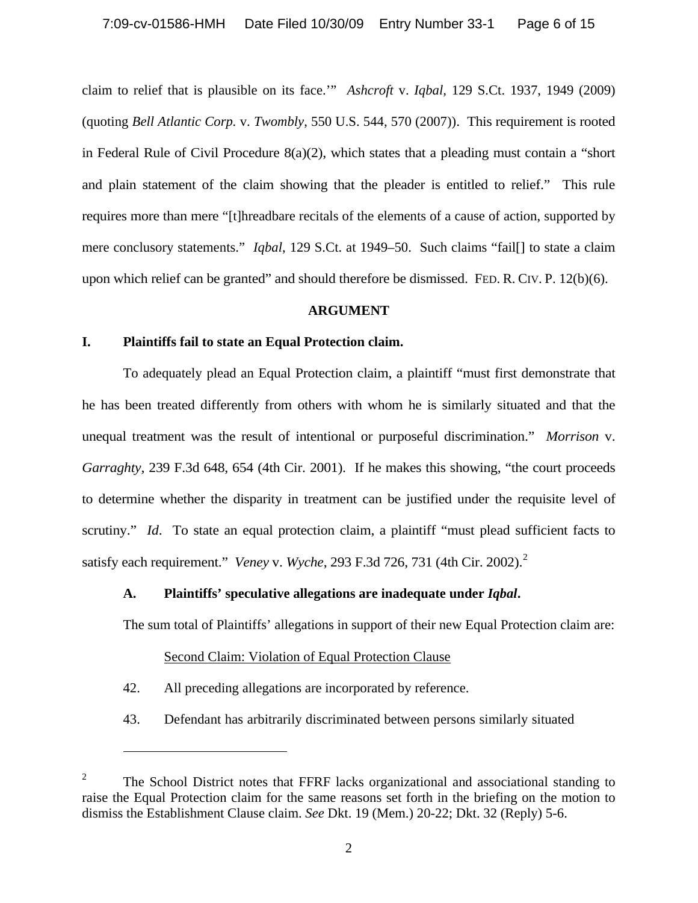claim to relief that is plausible on its face.'" *Ashcroft* v. *Iqbal*, 129 S.Ct. 1937, 1949 (2009) (quoting *Bell Atlantic Corp.* v. *Twombly*, 550 U.S. 544, 570 (2007)). This requirement is rooted in Federal Rule of Civil Procedure 8(a)(2), which states that a pleading must contain a "short and plain statement of the claim showing that the pleader is entitled to relief." This rule requires more than mere "[t]hreadbare recitals of the elements of a cause of action, supported by mere conclusory statements." *Iqbal*, 129 S.Ct. at 1949–50. Such claims "fail[] to state a claim upon which relief can be granted" and should therefore be dismissed. FED. R. CIV. P. 12(b)(6).

## ARGUMENT

### I. Plaintiffs fail to state an Equal Protection claim.

To adequately plead an Equal Protection claim, a plaintiff "must first demonstrate that he has been treated differently from others with whom he is similarly situated and that the unequal treatment was the result of intentional or purposeful discrimination." *Morrison* v. *Garraghty*, 239 F.3d 648, 654 (4th Cir. 2001). If he makes this showing, "the court proceeds to determine whether the disparity in treatment can be justified under the requisite level of scrutiny." *Id*. To state an equal protection claim, a plaintiff "must plead sufficient facts to satisfy each requirement." *Veney* v. *Wyche*, 293 F.3d 726, 731 (4th Cir. 2002).[2]

#### A. Plaintiffs' speculative allegations are inadequate under *Iqbal*.

The sum total of Plaintiffs' allegations in support of their new Equal Protection claim are:

Second Claim: Violation of Equal Protection Clause

42. All preceding allegations are incorporated by reference.

43. Defendant has arbitrarily discriminated between persons similarly situated

---

[2] The School District notes that FFRF lacks organizational and associational standing to raise the Equal Protection claim for the same reasons set forth in the briefing on the motion to dismiss the Establishment Clause claim. *See* Dkt. 19 (Mem.) 20-22; Dkt. 32 (Reply) 5-6.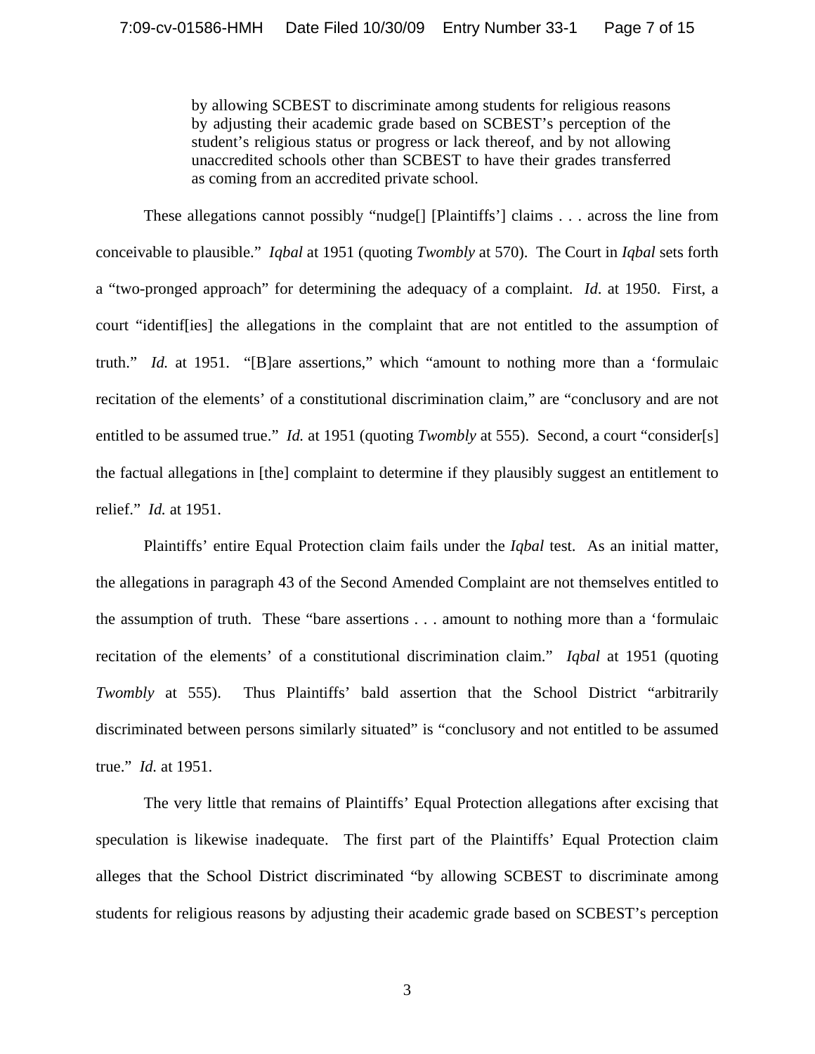> by allowing SCBEST to discriminate among students for religious reasons by adjusting their academic grade based on SCBEST's perception of the student's religious status or progress or lack thereof, and by not allowing unaccredited schools other than SCBEST to have their grades transferred as coming from an accredited private school.

These allegations cannot possibly "nudge[] [Plaintiffs'] claims . . . across the line from conceivable to plausible." *Iqbal* at 1951 (quoting *Twombly* at 570). The Court in *Iqbal* sets forth a "two-pronged approach" for determining the adequacy of a complaint. *Id*. at 1950. First, a court "identif[ies] the allegations in the complaint that are not entitled to the assumption of truth." *Id.* at 1951. "[B]are assertions," which "amount to nothing more than a 'formulaic recitation of the elements' of a constitutional discrimination claim," are "conclusory and are not entitled to be assumed true." *Id.* at 1951 (quoting *Twombly* at 555). Second, a court "consider[s] the factual allegations in [the] complaint to determine if they plausibly suggest an entitlement to relief." *Id.* at 1951.

Plaintiffs' entire Equal Protection claim fails under the *Iqbal* test. As an initial matter, the allegations in paragraph 43 of the Second Amended Complaint are not themselves entitled to the assumption of truth. These "bare assertions . . . amount to nothing more than a 'formulaic recitation of the elements' of a constitutional discrimination claim." *Iqbal* at 1951 (quoting *Twombly* at 555). Thus Plaintiffs' bald assertion that the School District "arbitrarily discriminated between persons similarly situated" is "conclusory and not entitled to be assumed true." *Id.* at 1951.

The very little that remains of Plaintiffs' Equal Protection allegations after excising that speculation is likewise inadequate. The first part of the Plaintiffs' Equal Protection claim alleges that the School District discriminated "by allowing SCBEST to discriminate among students for religious reasons by adjusting their academic grade based on SCBEST's perception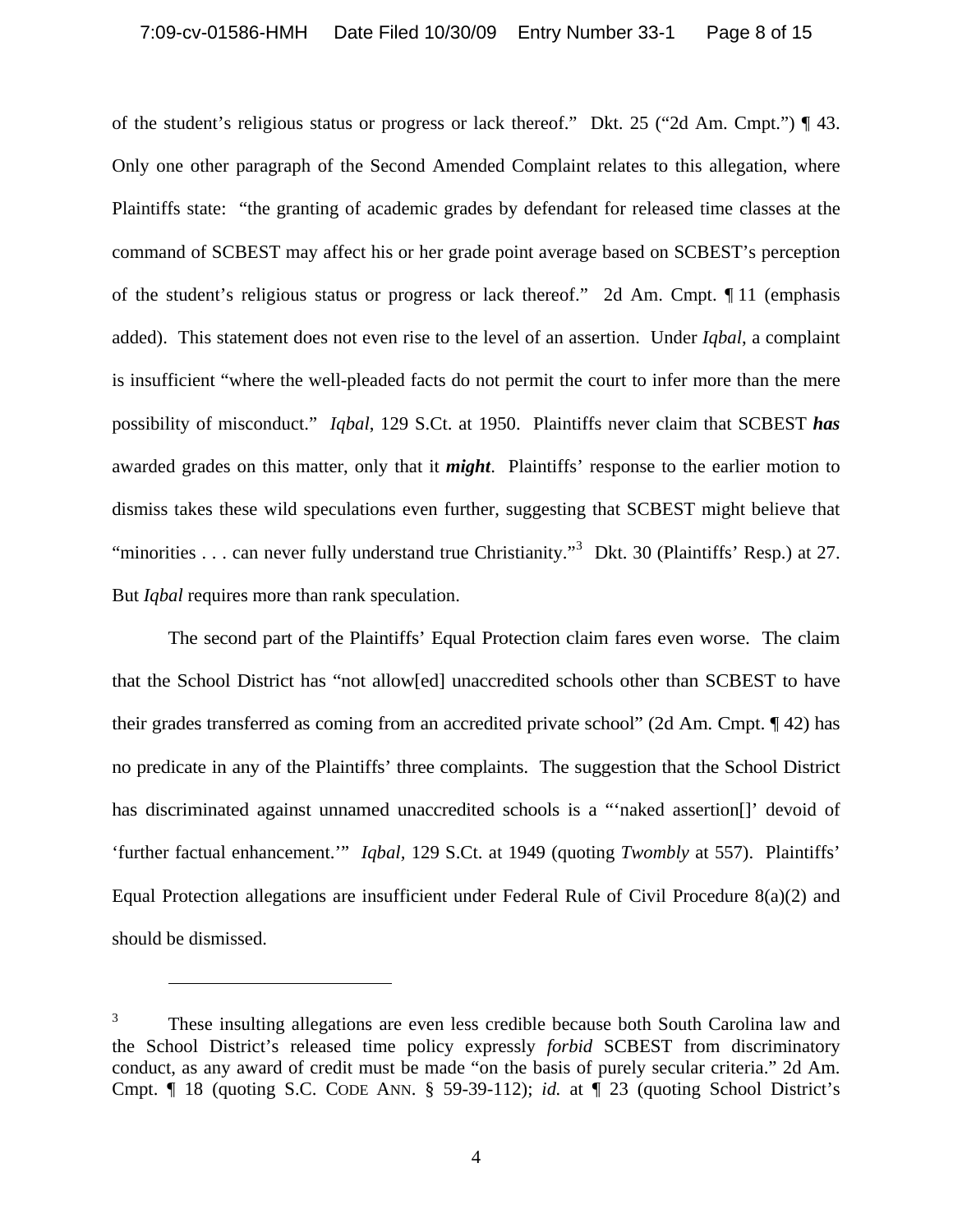of the student's religious status or progress or lack thereof." Dkt. 25 ("2d Am. Cmpt.") ¶ 43. Only one other paragraph of the Second Amended Complaint relates to this allegation, where Plaintiffs state: "the granting of academic grades by defendant for released time classes at the command of SCBEST may affect his or her grade point average based on SCBEST's perception of the student's religious status or progress or lack thereof." 2d Am. Cmpt. ¶ 11 (emphasis added). This statement does not even rise to the level of an assertion. Under *Iqbal*, a complaint is insufficient "where the well-pleaded facts do not permit the court to infer more than the mere possibility of misconduct." *Iqbal*, 129 S.Ct. at 1950. Plaintiffs never claim that SCBEST ***has*** awarded grades on this matter, only that it ***might***. Plaintiffs' response to the earlier motion to dismiss takes these wild speculations even further, suggesting that SCBEST might believe that "minorities . . . can never fully understand true Christianity."[3] Dkt. 30 (Plaintiffs' Resp.) at 27. But *Iqbal* requires more than rank speculation.

The second part of the Plaintiffs' Equal Protection claim fares even worse. The claim that the School District has "not allow[ed] unaccredited schools other than SCBEST to have their grades transferred as coming from an accredited private school" (2d Am. Cmpt. ¶ 42) has no predicate in any of the Plaintiffs' three complaints. The suggestion that the School District has discriminated against unnamed unaccredited schools is a "'naked assertion[]' devoid of 'further factual enhancement.'" *Iqbal*, 129 S.Ct. at 1949 (quoting *Twombly* at 557). Plaintiffs' Equal Protection allegations are insufficient under Federal Rule of Civil Procedure 8(a)(2) and should be dismissed.

---

[3] These insulting allegations are even less credible because both South Carolina law and the School District's released time policy expressly *forbid* SCBEST from discriminatory conduct, as any award of credit must be made "on the basis of purely secular criteria." 2d Am. Cmpt. ¶ 18 (quoting S.C. CODE ANN. § 59-39-112); *id.* at ¶ 23 (quoting School District's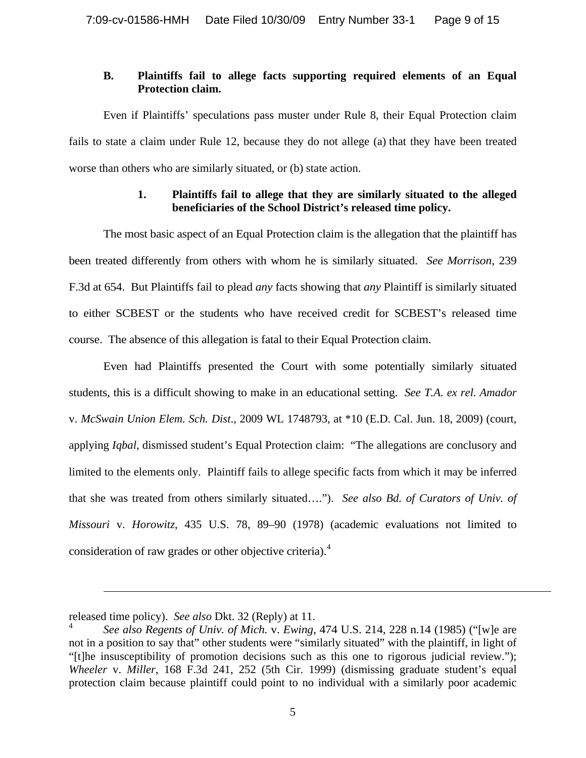### B. Plaintiffs fail to allege facts supporting required elements of an Equal Protection claim.

Even if Plaintiffs' speculations pass muster under Rule 8, their Equal Protection claim fails to state a claim under Rule 12, because they do not allege (a) that they have been treated worse than others who are similarly situated, or (b) state action.

#### 1. Plaintiffs fail to allege that they are similarly situated to the alleged beneficiaries of the School District's released time policy.

The most basic aspect of an Equal Protection claim is the allegation that the plaintiff has been treated differently from others with whom he is similarly situated. *See Morrison*, 239 F.3d at 654. But Plaintiffs fail to plead *any* facts showing that *any* Plaintiff is similarly situated to either SCBEST or the students who have received credit for SCBEST's released time course. The absence of this allegation is fatal to their Equal Protection claim.

Even had Plaintiffs presented the Court with some potentially similarly situated students, this is a difficult showing to make in an educational setting. *See T.A. ex rel. Amador* v. *McSwain Union Elem. Sch. Dist*., 2009 WL 1748793, at *10 (E.D. Cal. Jun. 18, 2009) (court, applying *Iqbal*, dismissed student's Equal Protection claim: "The allegations are conclusory and limited to the elements only. Plaintiff fails to allege specific facts from which it may be inferred that she was treated from others similarly situated…."). *See also Bd. of Curators of Univ. of Missouri* v. *Horowitz*, 435 U.S. 78, 89–90 (1978) (academic evaluations not limited to consideration of raw grades or other objective criteria).[4]

---

released time policy). *See also* Dkt. 32 (Reply) at 11.

[4] *See also Regents of Univ. of Mich.* v. *Ewing*, 474 U.S. 214, 228 n.14 (1985) ("[w]e are not in a position to say that" other students were "similarly situated" with the plaintiff, in light of "[t]he insusceptibility of promotion decisions such as this one to rigorous judicial review."); *Wheeler* v. *Miller*, 168 F.3d 241, 252 (5th Cir. 1999) (dismissing graduate student's equal protection claim because plaintiff could point to no individual with a similarly poor academic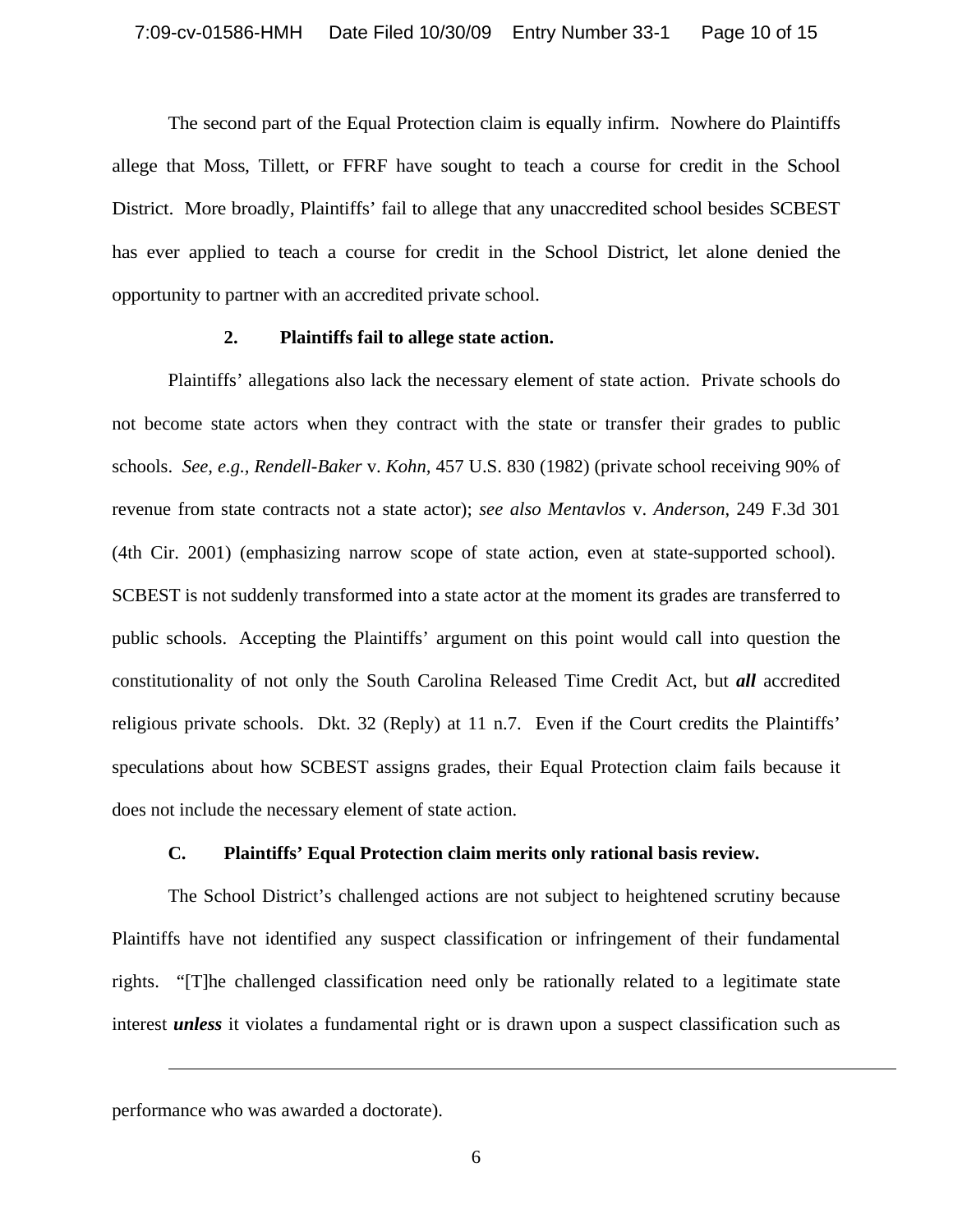The second part of the Equal Protection claim is equally infirm. Nowhere do Plaintiffs allege that Moss, Tillett, or FFRF have sought to teach a course for credit in the School District. More broadly, Plaintiffs' fail to allege that any unaccredited school besides SCBEST has ever applied to teach a course for credit in the School District, let alone denied the opportunity to partner with an accredited private school.

### 2. Plaintiffs fail to allege state action.

Plaintiffs' allegations also lack the necessary element of state action. Private schools do not become state actors when they contract with the state or transfer their grades to public schools. *See, e.g., Rendell-Baker* v. *Kohn,* 457 U.S. 830 (1982) (private school receiving 90% of revenue from state contracts not a state actor); *see also Mentavlos* v. *Anderson*, 249 F.3d 301 (4th Cir. 2001) (emphasizing narrow scope of state action, even at state-supported school). SCBEST is not suddenly transformed into a state actor at the moment its grades are transferred to public schools. Accepting the Plaintiffs' argument on this point would call into question the constitutionality of not only the South Carolina Released Time Credit Act, but ***all*** accredited religious private schools. Dkt. 32 (Reply) at 11 n.7. Even if the Court credits the Plaintiffs' speculations about how SCBEST assigns grades, their Equal Protection claim fails because it does not include the necessary element of state action.

## C. Plaintiffs' Equal Protection claim merits only rational basis review.

The School District's challenged actions are not subject to heightened scrutiny because Plaintiffs have not identified any suspect classification or infringement of their fundamental rights. "[T]he challenged classification need only be rationally related to a legitimate state interest ***unless*** it violates a fundamental right or is drawn upon a suspect classification such as

---

performance who was awarded a doctorate).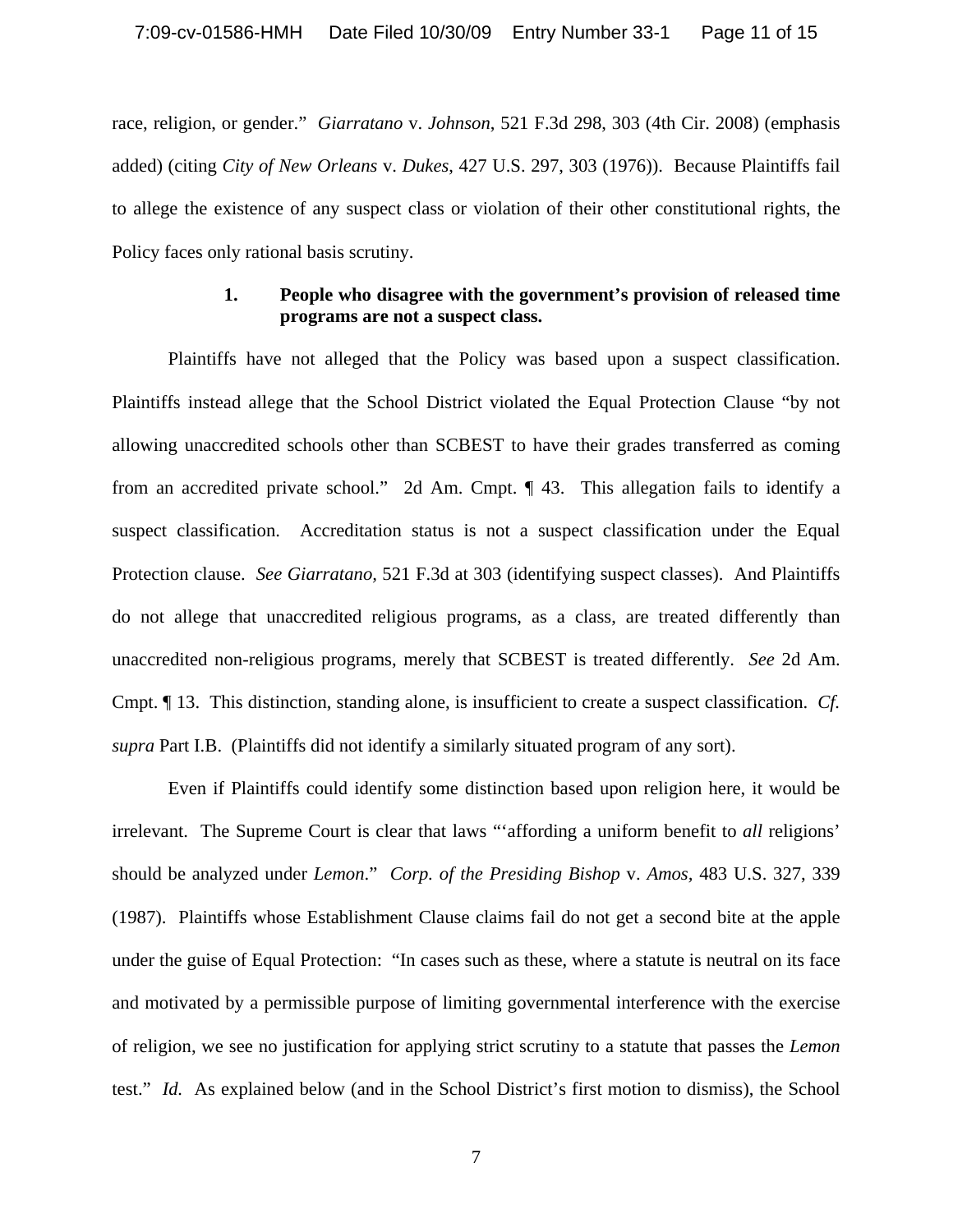race, religion, or gender." *Giarratano* v. *Johnson*, 521 F.3d 298, 303 (4th Cir. 2008) (emphasis added) (citing *City of New Orleans* v. *Dukes*, 427 U.S. 297, 303 (1976)). Because Plaintiffs fail to allege the existence of any suspect class or violation of their other constitutional rights, the Policy faces only rational basis scrutiny.

### 1. People who disagree with the government's provision of released time programs are not a suspect class.

Plaintiffs have not alleged that the Policy was based upon a suspect classification. Plaintiffs instead allege that the School District violated the Equal Protection Clause "by not allowing unaccredited schools other than SCBEST to have their grades transferred as coming from an accredited private school." 2d Am. Cmpt. ¶ 43. This allegation fails to identify a suspect classification. Accreditation status is not a suspect classification under the Equal Protection clause. *See Giarratano*, 521 F.3d at 303 (identifying suspect classes). And Plaintiffs do not allege that unaccredited religious programs, as a class, are treated differently than unaccredited non-religious programs, merely that SCBEST is treated differently. *See* 2d Am. Cmpt. ¶ 13. This distinction, standing alone, is insufficient to create a suspect classification. *Cf. supra* Part I.B. (Plaintiffs did not identify a similarly situated program of any sort).

Even if Plaintiffs could identify some distinction based upon religion here, it would be irrelevant. The Supreme Court is clear that laws "'affording a uniform benefit to *all* religions' should be analyzed under *Lemon*." *Corp. of the Presiding Bishop* v. *Amos*, 483 U.S. 327, 339 (1987). Plaintiffs whose Establishment Clause claims fail do not get a second bite at the apple under the guise of Equal Protection: "In cases such as these, where a statute is neutral on its face and motivated by a permissible purpose of limiting governmental interference with the exercise of religion, we see no justification for applying strict scrutiny to a statute that passes the *Lemon* test." *Id.* As explained below (and in the School District's first motion to dismiss), the School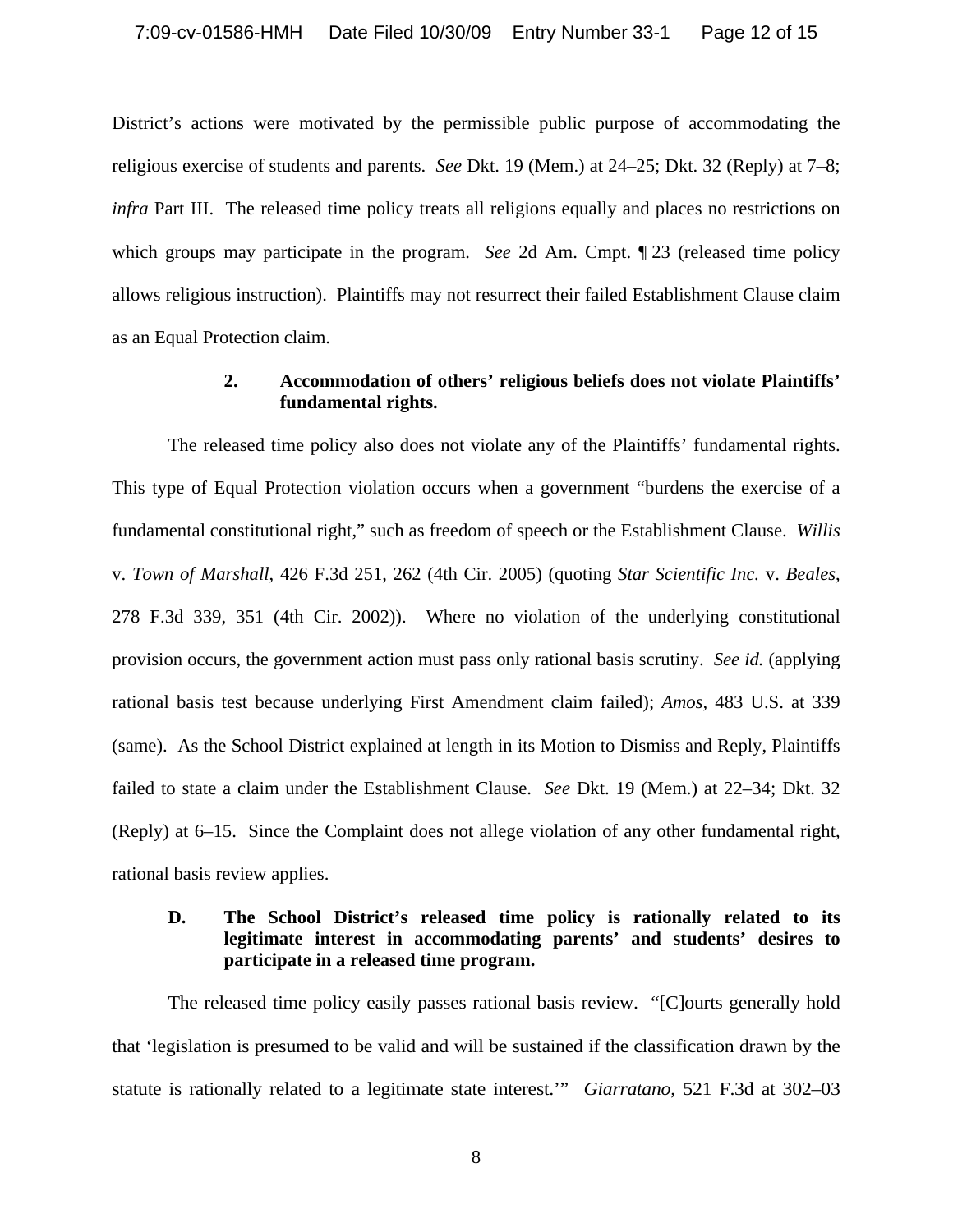District's actions were motivated by the permissible public purpose of accommodating the religious exercise of students and parents. *See* Dkt. 19 (Mem.) at 24–25; Dkt. 32 (Reply) at 7–8; *infra* Part III. The released time policy treats all religions equally and places no restrictions on which groups may participate in the program. *See* 2d Am. Cmpt. ¶ 23 (released time policy allows religious instruction). Plaintiffs may not resurrect their failed Establishment Clause claim as an Equal Protection claim.

#### 2. Accommodation of others' religious beliefs does not violate Plaintiffs' fundamental rights.

The released time policy also does not violate any of the Plaintiffs' fundamental rights. This type of Equal Protection violation occurs when a government "burdens the exercise of a fundamental constitutional right," such as freedom of speech or the Establishment Clause. *Willis* v. *Town of Marshall*, 426 F.3d 251, 262 (4th Cir. 2005) (quoting *Star Scientific Inc.* v. *Beales*, 278 F.3d 339, 351 (4th Cir. 2002)). Where no violation of the underlying constitutional provision occurs, the government action must pass only rational basis scrutiny. *See id.* (applying rational basis test because underlying First Amendment claim failed); *Amos*, 483 U.S. at 339 (same). As the School District explained at length in its Motion to Dismiss and Reply, Plaintiffs failed to state a claim under the Establishment Clause. *See* Dkt. 19 (Mem.) at 22–34; Dkt. 32 (Reply) at 6–15. Since the Complaint does not allege violation of any other fundamental right, rational basis review applies.

### D. The School District's released time policy is rationally related to its legitimate interest in accommodating parents' and students' desires to participate in a released time program.

The released time policy easily passes rational basis review. "[C]ourts generally hold that 'legislation is presumed to be valid and will be sustained if the classification drawn by the statute is rationally related to a legitimate state interest.'" *Giarratano*, 521 F.3d at 302–03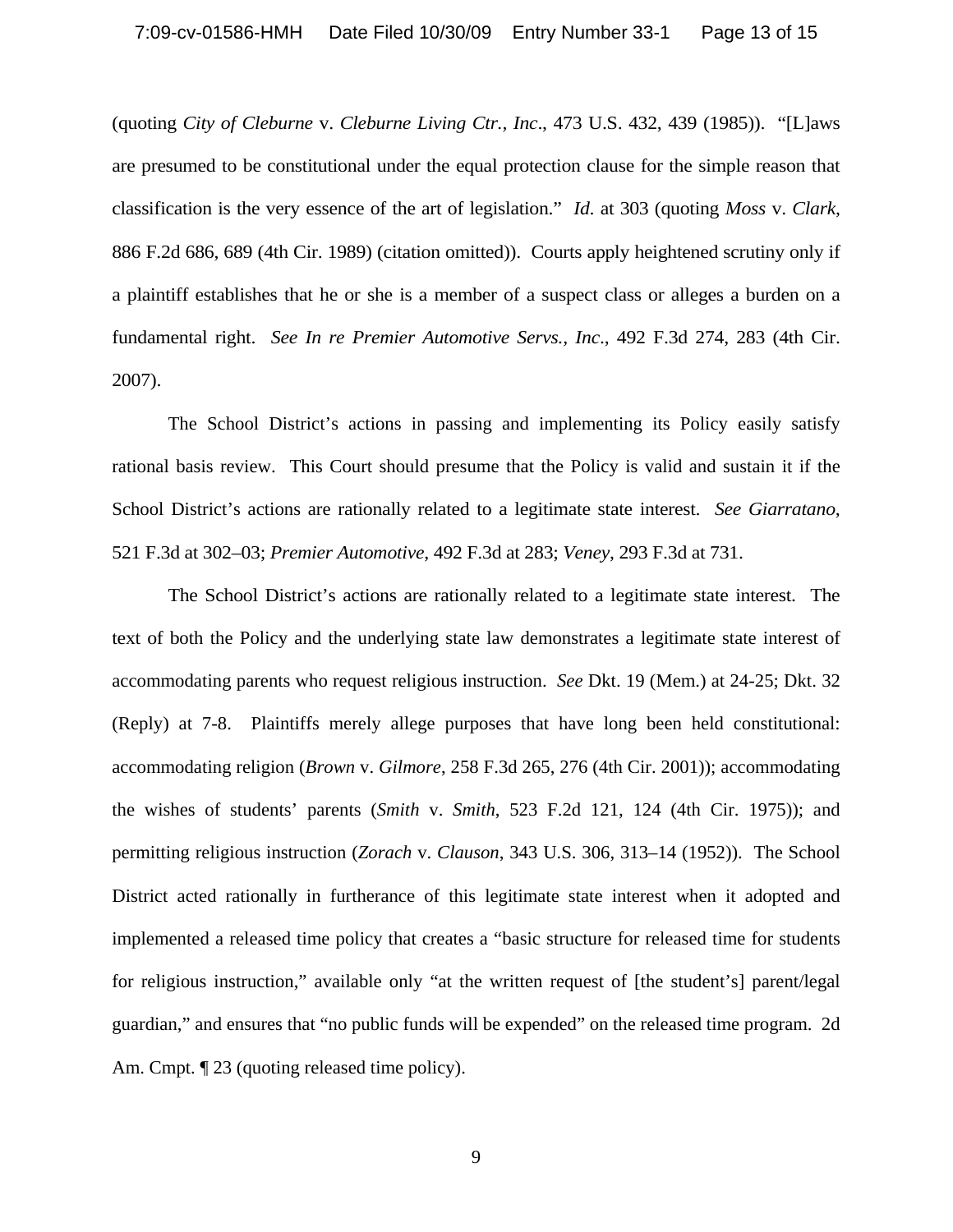(quoting *City of Cleburne* v. *Cleburne Living Ctr., Inc*., 473 U.S. 432, 439 (1985)). "[L]aws are presumed to be constitutional under the equal protection clause for the simple reason that classification is the very essence of the art of legislation." *Id*. at 303 (quoting *Moss* v. *Clark*, 886 F.2d 686, 689 (4th Cir. 1989) (citation omitted)). Courts apply heightened scrutiny only if a plaintiff establishes that he or she is a member of a suspect class or alleges a burden on a fundamental right. *See In re Premier Automotive Servs., Inc*., 492 F.3d 274, 283 (4th Cir. 2007).

The School District's actions in passing and implementing its Policy easily satisfy rational basis review. This Court should presume that the Policy is valid and sustain it if the School District's actions are rationally related to a legitimate state interest. *See Giarratano*, 521 F.3d at 302–03; *Premier Automotive*, 492 F.3d at 283; *Veney*, 293 F.3d at 731.

The School District's actions are rationally related to a legitimate state interest. The text of both the Policy and the underlying state law demonstrates a legitimate state interest of accommodating parents who request religious instruction. *See* Dkt. 19 (Mem.) at 24-25; Dkt. 32 (Reply) at 7-8. Plaintiffs merely allege purposes that have long been held constitutional: accommodating religion (*Brown* v. *Gilmore*, 258 F.3d 265, 276 (4th Cir. 2001)); accommodating the wishes of students' parents (*Smith* v. *Smith*, 523 F.2d 121, 124 (4th Cir. 1975)); and permitting religious instruction (*Zorach* v. *Clauson*, 343 U.S. 306, 313–14 (1952)). The School District acted rationally in furtherance of this legitimate state interest when it adopted and implemented a released time policy that creates a "basic structure for released time for students for religious instruction," available only "at the written request of [the student's] parent/legal guardian," and ensures that "no public funds will be expended" on the released time program. 2d Am. Cmpt. ¶ 23 (quoting released time policy).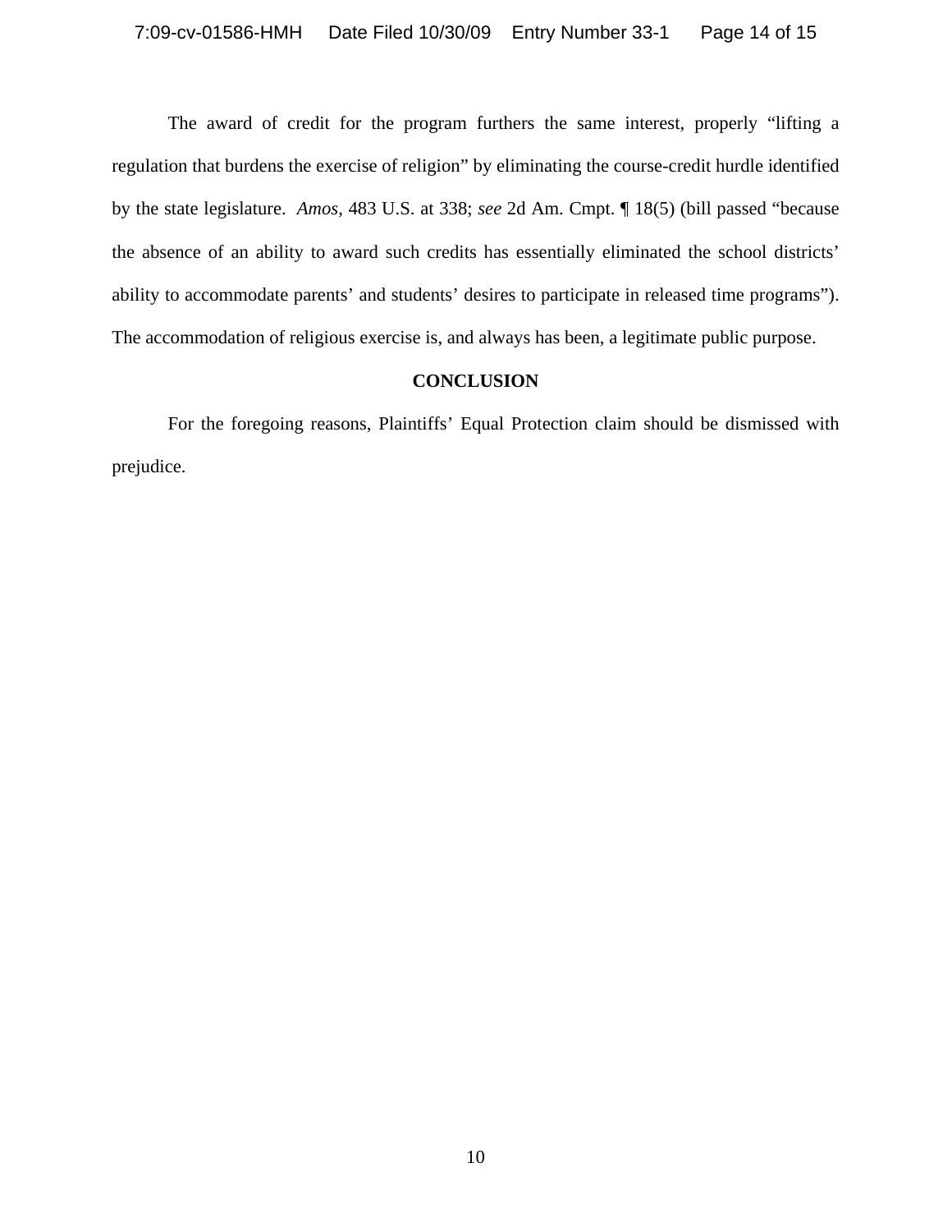The award of credit for the program furthers the same interest, properly "lifting a regulation that burdens the exercise of religion" by eliminating the course-credit hurdle identified by the state legislature. *Amos*, 483 U.S. at 338; *see* 2d Am. Cmpt. ¶ 18(5) (bill passed "because the absence of an ability to award such credits has essentially eliminated the school districts' ability to accommodate parents' and students' desires to participate in released time programs"). The accommodation of religious exercise is, and always has been, a legitimate public purpose.

## CONCLUSION

For the foregoing reasons, Plaintiffs' Equal Protection claim should be dismissed with prejudice.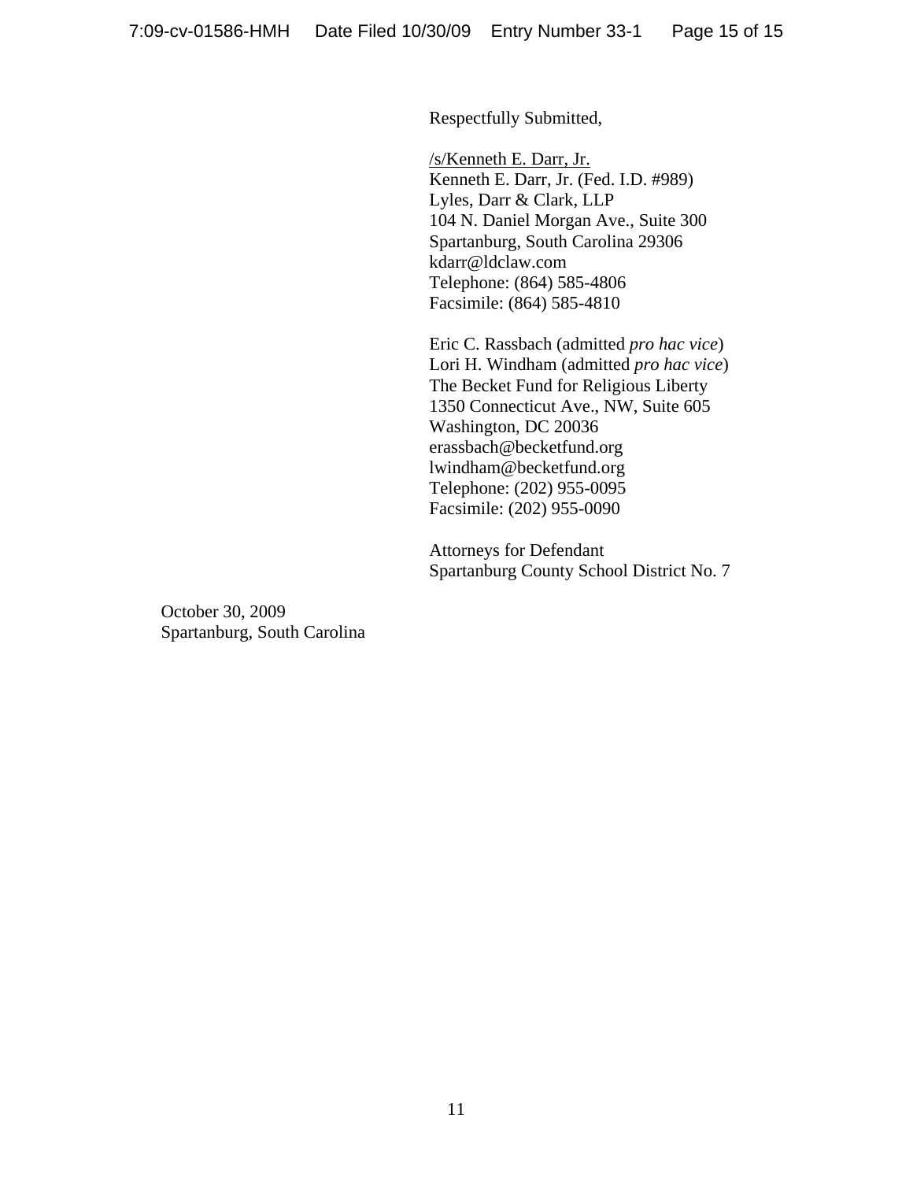Respectfully Submitted,

/s/Kenneth E. Darr, Jr.
Kenneth E. Darr, Jr. (Fed. I.D. #989)
Lyles, Darr & Clark, LLP
104 N. Daniel Morgan Ave., Suite 300
Spartanburg, South Carolina 29306
kdarr@ldclaw.com
Telephone: (864) 585-4806
Facsimile: (864) 585-4810

Eric C. Rassbach (admitted *pro hac vice*)
Lori H. Windham (admitted *pro hac vice*)
The Becket Fund for Religious Liberty
1350 Connecticut Ave., NW, Suite 605
Washington, DC 20036
erassbach@becketfund.org
lwindham@becketfund.org
Telephone: (202) 955-0095
Facsimile: (202) 955-0090

Attorneys for Defendant
Spartanburg County School District No. 7

October 30, 2009
Spartanburg, South Carolina